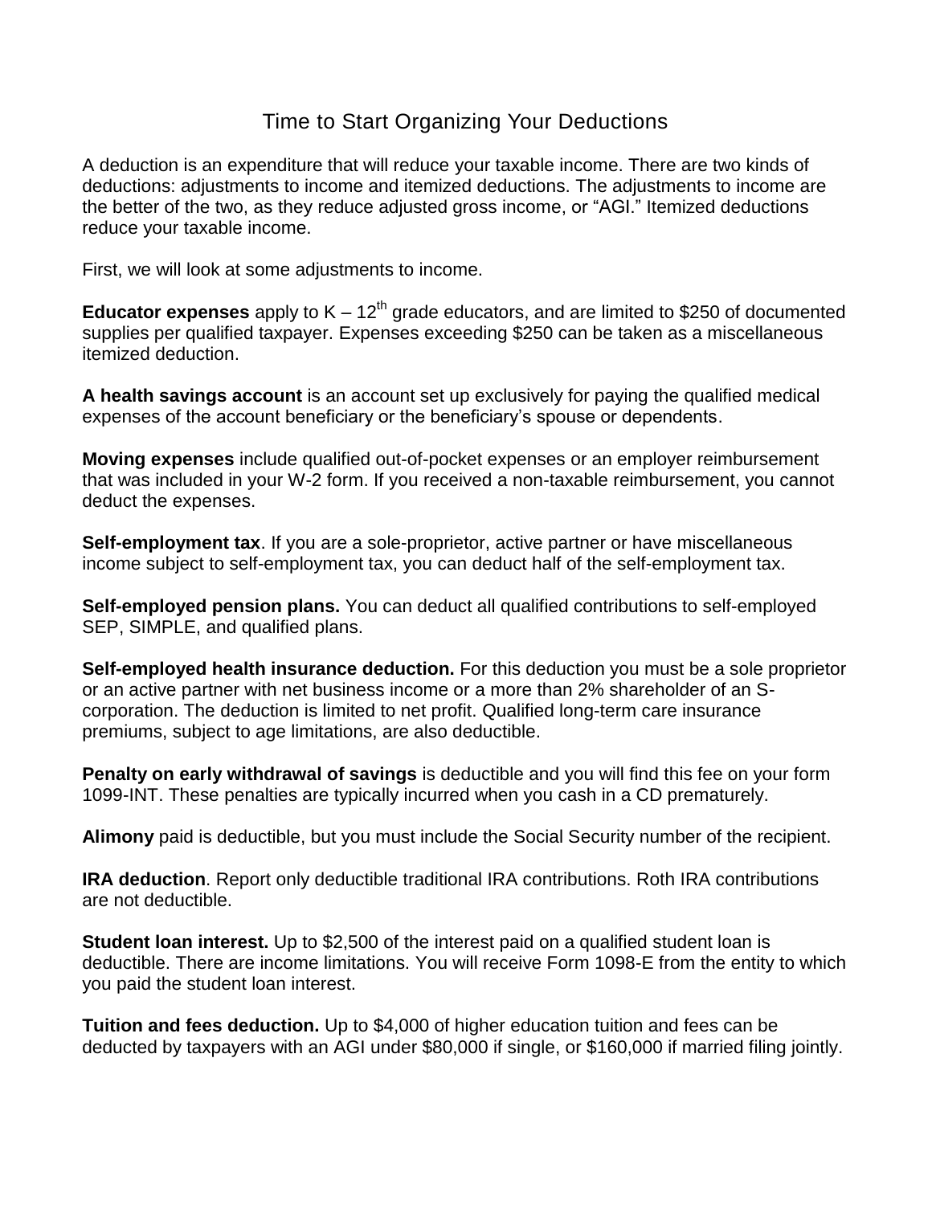# Time to Start Organizing Your Deductions

A deduction is an expenditure that will reduce your taxable income. There are two kinds of deductions: adjustments to income and itemized deductions. The adjustments to income are the better of the two, as they reduce adjusted gross income, or "AGI." Itemized deductions reduce your taxable income.

First, we will look at some adjustments to income.

**Educator expenses** apply to K – 12$^{th}$ grade educators, and are limited to $250 of documented supplies per qualified taxpayer. Expenses exceeding $250 can be taken as a miscellaneous itemized deduction.

**A health savings account** is an account set up exclusively for paying the qualified medical expenses of the account beneficiary or the beneficiary's spouse or dependents.

**Moving expenses** include qualified out-of-pocket expenses or an employer reimbursement that was included in your W-2 form. If you received a non-taxable reimbursement, you cannot deduct the expenses.

**Self-employment tax**. If you are a sole-proprietor, active partner or have miscellaneous income subject to self-employment tax, you can deduct half of the self-employment tax.

**Self-employed pension plans.** You can deduct all qualified contributions to self-employed SEP, SIMPLE, and qualified plans.

**Self-employed health insurance deduction.** For this deduction you must be a sole proprietor or an active partner with net business income or a more than 2% shareholder of an S-corporation. The deduction is limited to net profit. Qualified long-term care insurance premiums, subject to age limitations, are also deductible.

**Penalty on early withdrawal of savings** is deductible and you will find this fee on your form 1099-INT. These penalties are typically incurred when you cash in a CD prematurely.

**Alimony** paid is deductible, but you must include the Social Security number of the recipient.

**IRA deduction**. Report only deductible traditional IRA contributions. Roth IRA contributions are not deductible.

**Student loan interest.** Up to $2,500 of the interest paid on a qualified student loan is deductible. There are income limitations. You will receive Form 1098-E from the entity to which you paid the student loan interest.

**Tuition and fees deduction.** Up to $4,000 of higher education tuition and fees can be deducted by taxpayers with an AGI under $80,000 if single, or $160,000 if married filing jointly.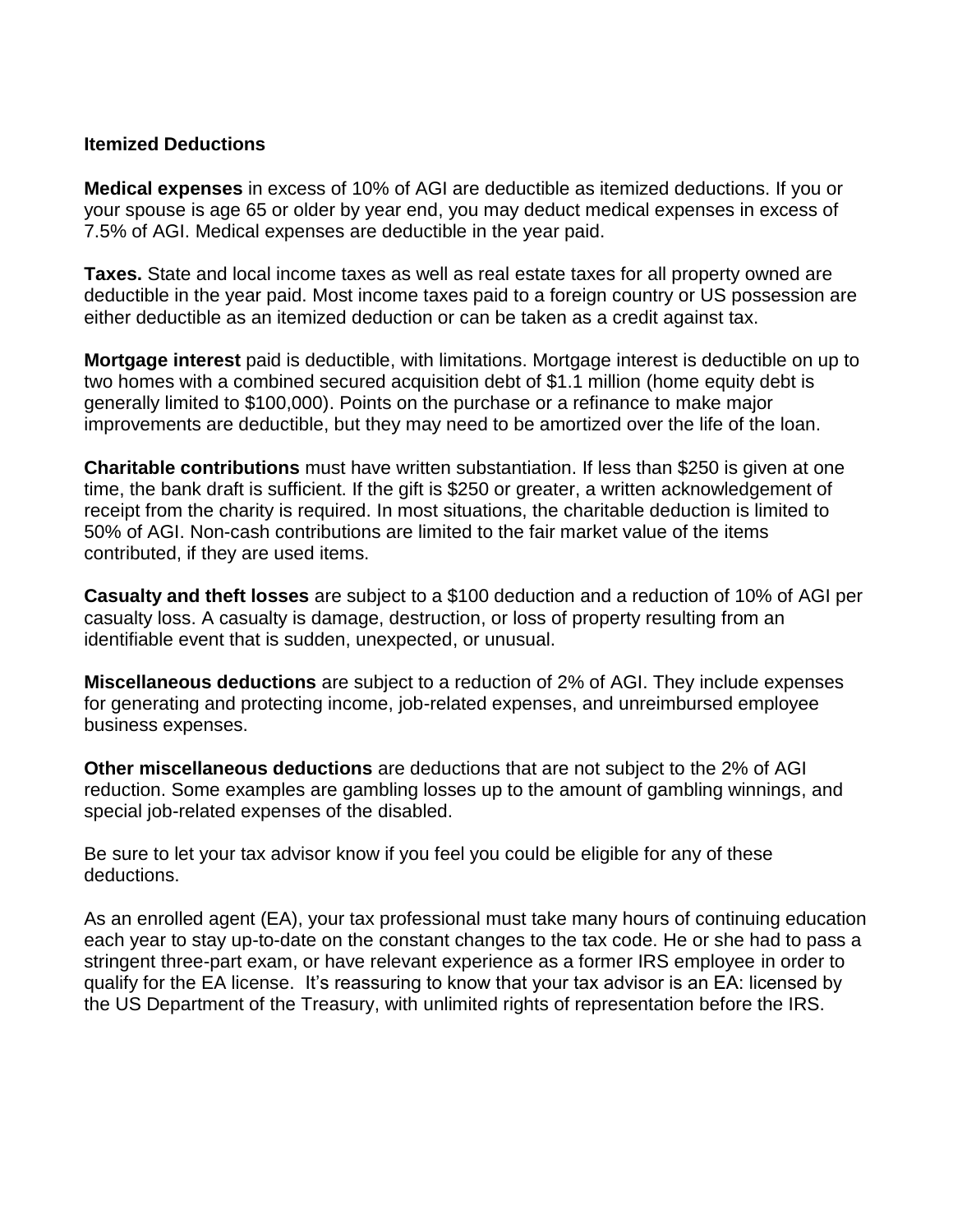**Itemized Deductions**

**Medical expenses** in excess of 10% of AGI are deductible as itemized deductions. If you or your spouse is age 65 or older by year end, you may deduct medical expenses in excess of 7.5% of AGI. Medical expenses are deductible in the year paid.

**Taxes.** State and local income taxes as well as real estate taxes for all property owned are deductible in the year paid. Most income taxes paid to a foreign country or US possession are either deductible as an itemized deduction or can be taken as a credit against tax.

**Mortgage interest** paid is deductible, with limitations. Mortgage interest is deductible on up to two homes with a combined secured acquisition debt of $1.1 million (home equity debt is generally limited to $100,000). Points on the purchase or a refinance to make major improvements are deductible, but they may need to be amortized over the life of the loan.

**Charitable contributions** must have written substantiation. If less than $250 is given at one time, the bank draft is sufficient. If the gift is $250 or greater, a written acknowledgement of receipt from the charity is required. In most situations, the charitable deduction is limited to 50% of AGI. Non-cash contributions are limited to the fair market value of the items contributed, if they are used items.

**Casualty and theft losses** are subject to a $100 deduction and a reduction of 10% of AGI per casualty loss. A casualty is damage, destruction, or loss of property resulting from an identifiable event that is sudden, unexpected, or unusual.

**Miscellaneous deductions** are subject to a reduction of 2% of AGI. They include expenses for generating and protecting income, job-related expenses, and unreimbursed employee business expenses.

**Other miscellaneous deductions** are deductions that are not subject to the 2% of AGI reduction. Some examples are gambling losses up to the amount of gambling winnings, and special job-related expenses of the disabled.

Be sure to let your tax advisor know if you feel you could be eligible for any of these deductions.

As an enrolled agent (EA), your tax professional must take many hours of continuing education each year to stay up-to-date on the constant changes to the tax code. He or she had to pass a stringent three-part exam, or have relevant experience as a former IRS employee in order to qualify for the EA license. It's reassuring to know that your tax advisor is an EA: licensed by the US Department of the Treasury, with unlimited rights of representation before the IRS.